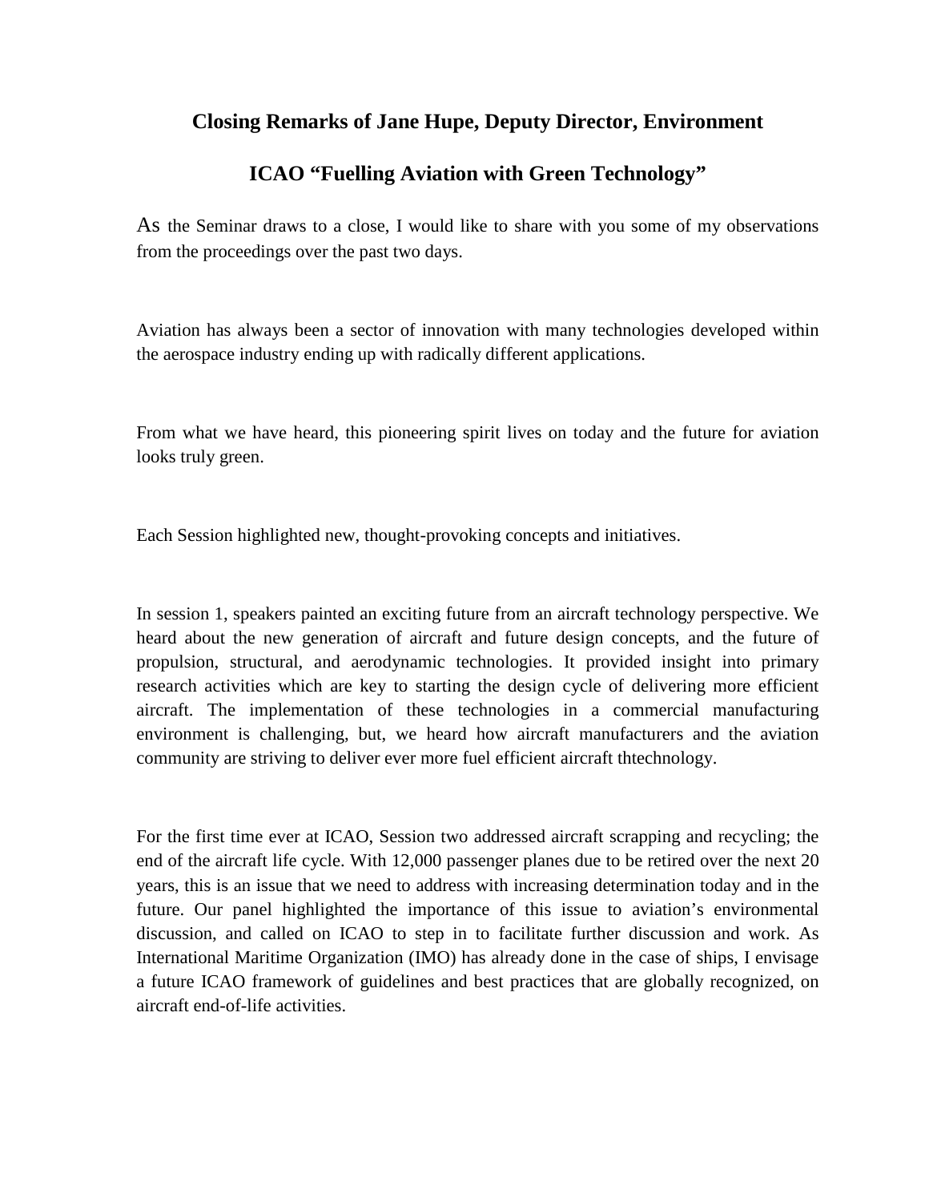**Closing Remarks of Jane Hupe, Deputy Director, Environment**

**ICAO "Fuelling Aviation with Green Technology"**

As the Seminar draws to a close, I would like to share with you some of my observations from the proceedings over the past two days.

Aviation has always been a sector of innovation with many technologies developed within the aerospace industry ending up with radically different applications.

From what we have heard, this pioneering spirit lives on today and the future for aviation looks truly green.

Each Session highlighted new, thought-provoking concepts and initiatives.

In session 1, speakers painted an exciting future from an aircraft technology perspective. We heard about the new generation of aircraft and future design concepts, and the future of propulsion, structural, and aerodynamic technologies. It provided insight into primary research activities which are key to starting the design cycle of delivering more efficient aircraft. The implementation of these technologies in a commercial manufacturing environment is challenging, but, we heard how aircraft manufacturers and the aviation community are striving to deliver ever more fuel efficient aircraft thtechnology.

For the first time ever at ICAO, Session two addressed aircraft scrapping and recycling; the end of the aircraft life cycle. With 12,000 passenger planes due to be retired over the next 20 years, this is an issue that we need to address with increasing determination today and in the future. Our panel highlighted the importance of this issue to aviation's environmental discussion, and called on ICAO to step in to facilitate further discussion and work. As International Maritime Organization (IMO) has already done in the case of ships, I envisage a future ICAO framework of guidelines and best practices that are globally recognized, on aircraft end-of-life activities.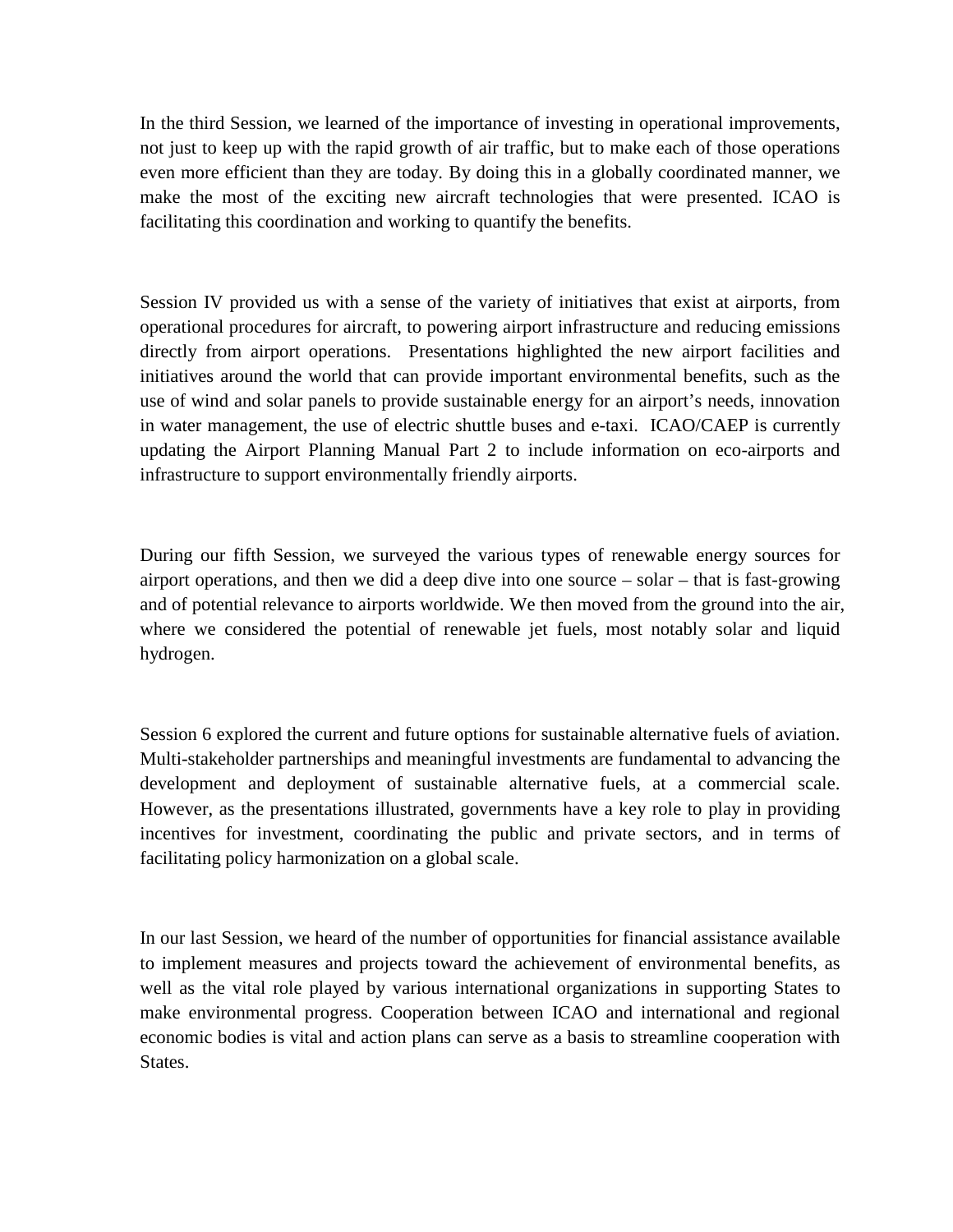In the third Session, we learned of the importance of investing in operational improvements, not just to keep up with the rapid growth of air traffic, but to make each of those operations even more efficient than they are today. By doing this in a globally coordinated manner, we make the most of the exciting new aircraft technologies that were presented. ICAO is facilitating this coordination and working to quantify the benefits.

Session IV provided us with a sense of the variety of initiatives that exist at airports, from operational procedures for aircraft, to powering airport infrastructure and reducing emissions directly from airport operations. Presentations highlighted the new airport facilities and initiatives around the world that can provide important environmental benefits, such as the use of wind and solar panels to provide sustainable energy for an airport's needs, innovation in water management, the use of electric shuttle buses and e-taxi. ICAO/CAEP is currently updating the Airport Planning Manual Part 2 to include information on eco-airports and infrastructure to support environmentally friendly airports.

During our fifth Session, we surveyed the various types of renewable energy sources for airport operations, and then we did a deep dive into one source – solar – that is fast-growing and of potential relevance to airports worldwide. We then moved from the ground into the air, where we considered the potential of renewable jet fuels, most notably solar and liquid hydrogen.

Session 6 explored the current and future options for sustainable alternative fuels of aviation. Multi-stakeholder partnerships and meaningful investments are fundamental to advancing the development and deployment of sustainable alternative fuels, at a commercial scale. However, as the presentations illustrated, governments have a key role to play in providing incentives for investment, coordinating the public and private sectors, and in terms of facilitating policy harmonization on a global scale.

In our last Session, we heard of the number of opportunities for financial assistance available to implement measures and projects toward the achievement of environmental benefits, as well as the vital role played by various international organizations in supporting States to make environmental progress. Cooperation between ICAO and international and regional economic bodies is vital and action plans can serve as a basis to streamline cooperation with States.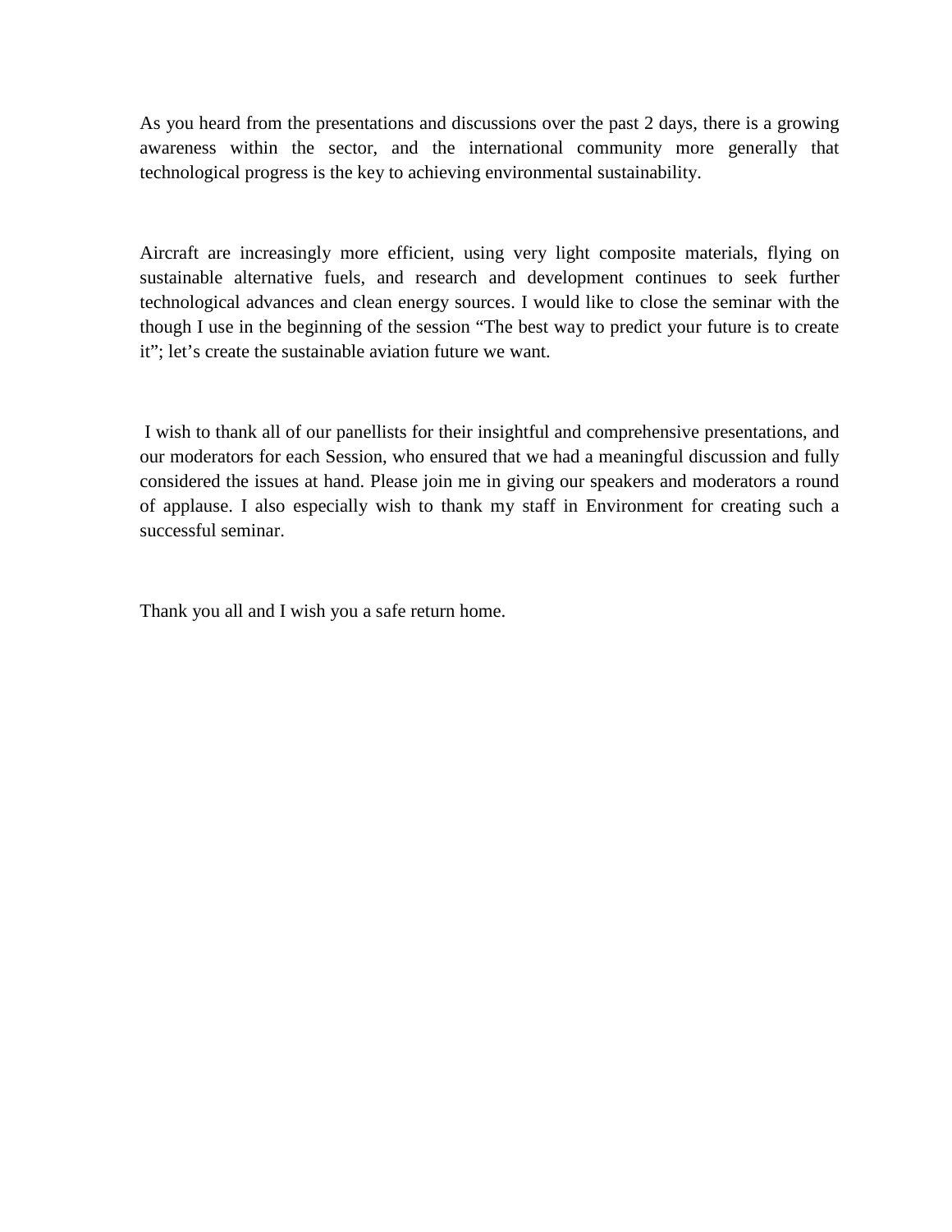As you heard from the presentations and discussions over the past 2 days, there is a growing awareness within the sector, and the international community more generally that technological progress is the key to achieving environmental sustainability.

Aircraft are increasingly more efficient, using very light composite materials, flying on sustainable alternative fuels, and research and development continues to seek further technological advances and clean energy sources. I would like to close the seminar with the though I use in the beginning of the session "The best way to predict your future is to create it"; let's create the sustainable aviation future we want.

I wish to thank all of our panellists for their insightful and comprehensive presentations, and our moderators for each Session, who ensured that we had a meaningful discussion and fully considered the issues at hand. Please join me in giving our speakers and moderators a round of applause. I also especially wish to thank my staff in Environment for creating such a successful seminar.

Thank you all and I wish you a safe return home.